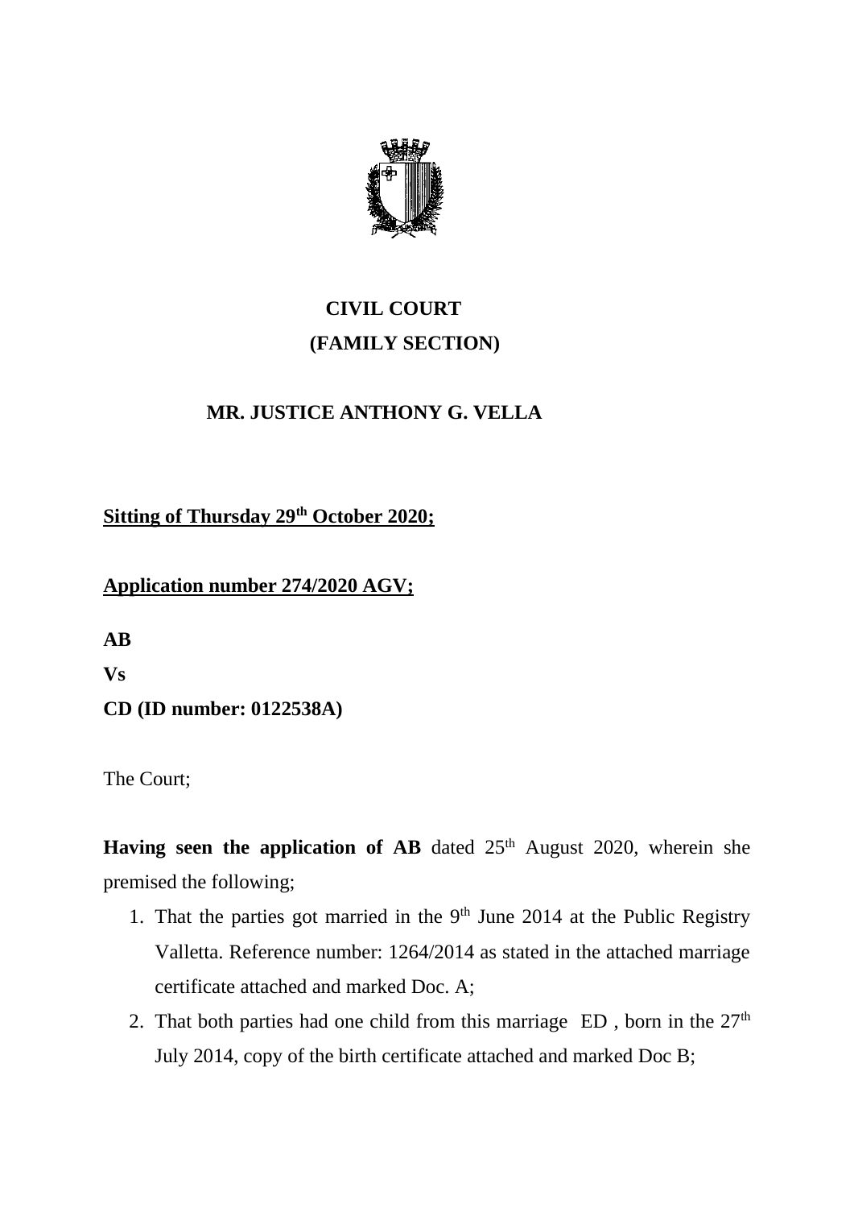# CIVIL COURT
# (FAMILY SECTION)

## MR. JUSTICE ANTHONY G. VELLA

**Sitting of Thursday 29th October 2020;**

**Application number 274/2020 AGV;**

**AB**

**Vs**

**CD (ID number: 0122538A)**

The Court;

**Having seen the application of AB** dated 25th August 2020, wherein she premised the following;

1. That the parties got married in the 9th June 2014 at the Public Registry Valletta. Reference number: 1264/2014 as stated in the attached marriage certificate attached and marked Doc. A;
2. That both parties had one child from this marriage ED , born in the 27th July 2014, copy of the birth certificate attached and marked Doc B;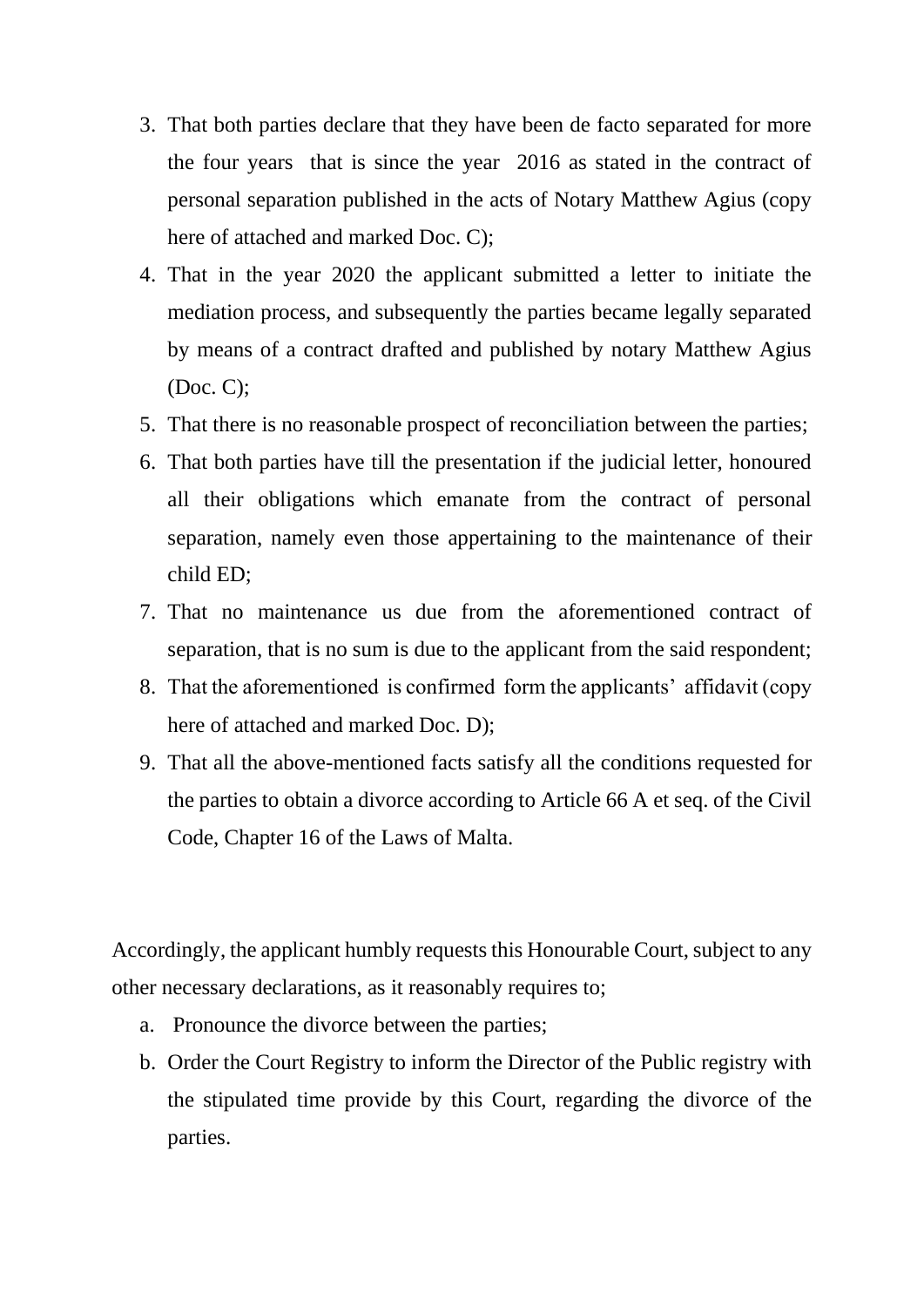3. That both parties declare that they have been de facto separated for more the four years that is since the year 2016 as stated in the contract of personal separation published in the acts of Notary Matthew Agius (copy here of attached and marked Doc. C);
4. That in the year 2020 the applicant submitted a letter to initiate the mediation process, and subsequently the parties became legally separated by means of a contract drafted and published by notary Matthew Agius (Doc. C);
5. That there is no reasonable prospect of reconciliation between the parties;
6. That both parties have till the presentation if the judicial letter, honoured all their obligations which emanate from the contract of personal separation, namely even those appertaining to the maintenance of their child ED;
7. That no maintenance us due from the aforementioned contract of separation, that is no sum is due to the applicant from the said respondent;
8. That the aforementioned is confirmed form the applicants' affidavit (copy here of attached and marked Doc. D);
9. That all the above-mentioned facts satisfy all the conditions requested for the parties to obtain a divorce according to Article 66 A et seq. of the Civil Code, Chapter 16 of the Laws of Malta.

Accordingly, the applicant humbly requests this Honourable Court, subject to any other necessary declarations, as it reasonably requires to;

a. Pronounce the divorce between the parties;
b. Order the Court Registry to inform the Director of the Public registry with the stipulated time provide by this Court, regarding the divorce of the parties.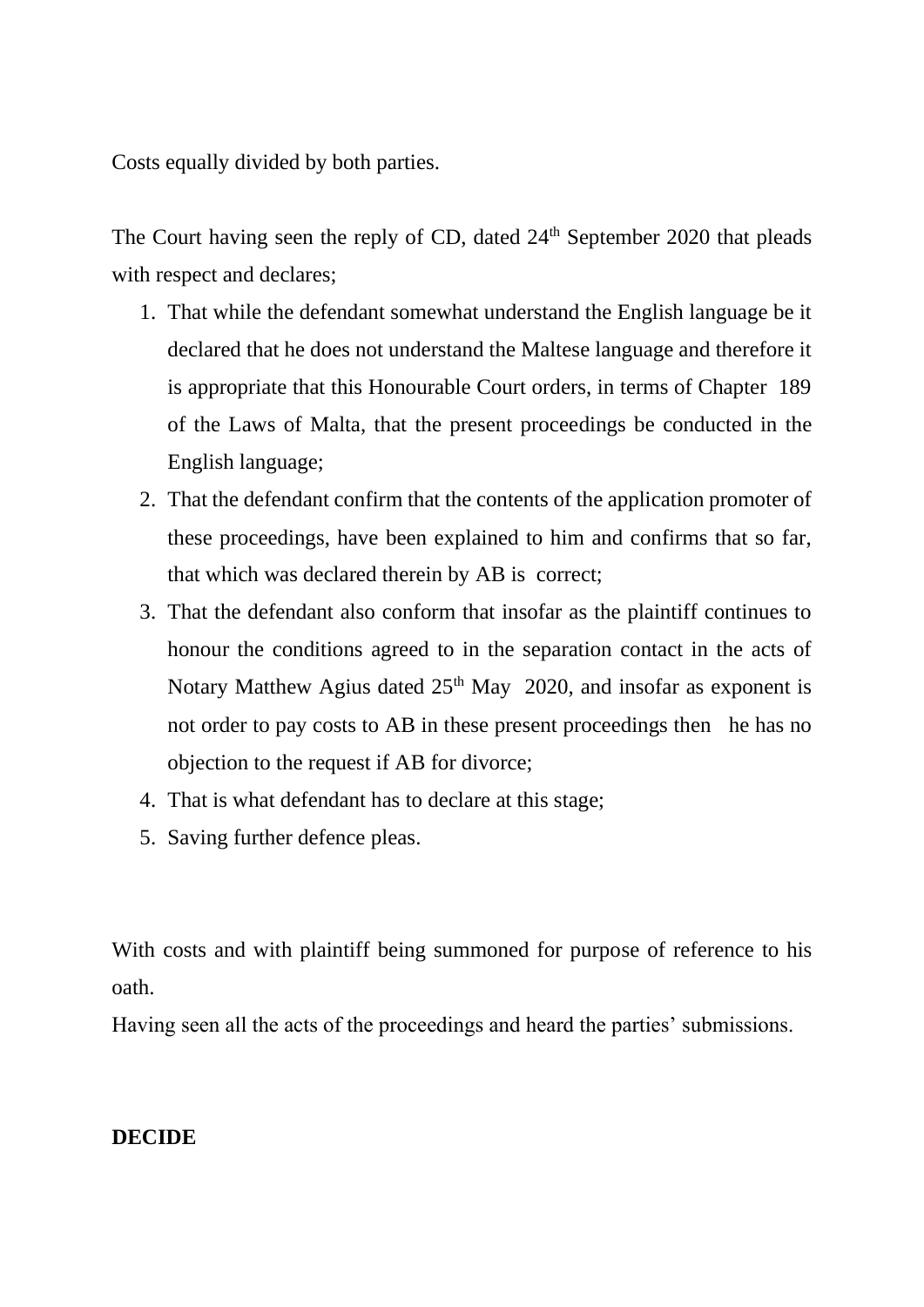Costs equally divided by both parties.

The Court having seen the reply of CD, dated 24th September 2020 that pleads with respect and declares;

1. That while the defendant somewhat understand the English language be it declared that he does not understand the Maltese language and therefore it is appropriate that this Honourable Court orders, in terms of Chapter 189 of the Laws of Malta, that the present proceedings be conducted in the English language;
2. That the defendant confirm that the contents of the application promoter of these proceedings, have been explained to him and confirms that so far, that which was declared therein by AB is correct;
3. That the defendant also conform that insofar as the plaintiff continues to honour the conditions agreed to in the separation contact in the acts of Notary Matthew Agius dated 25th May 2020, and insofar as exponent is not order to pay costs to AB in these present proceedings then he has no objection to the request if AB for divorce;
4. That is what defendant has to declare at this stage;
5. Saving further defence pleas.

With costs and with plaintiff being summoned for purpose of reference to his oath.

Having seen all the acts of the proceedings and heard the parties' submissions.

**DECIDE**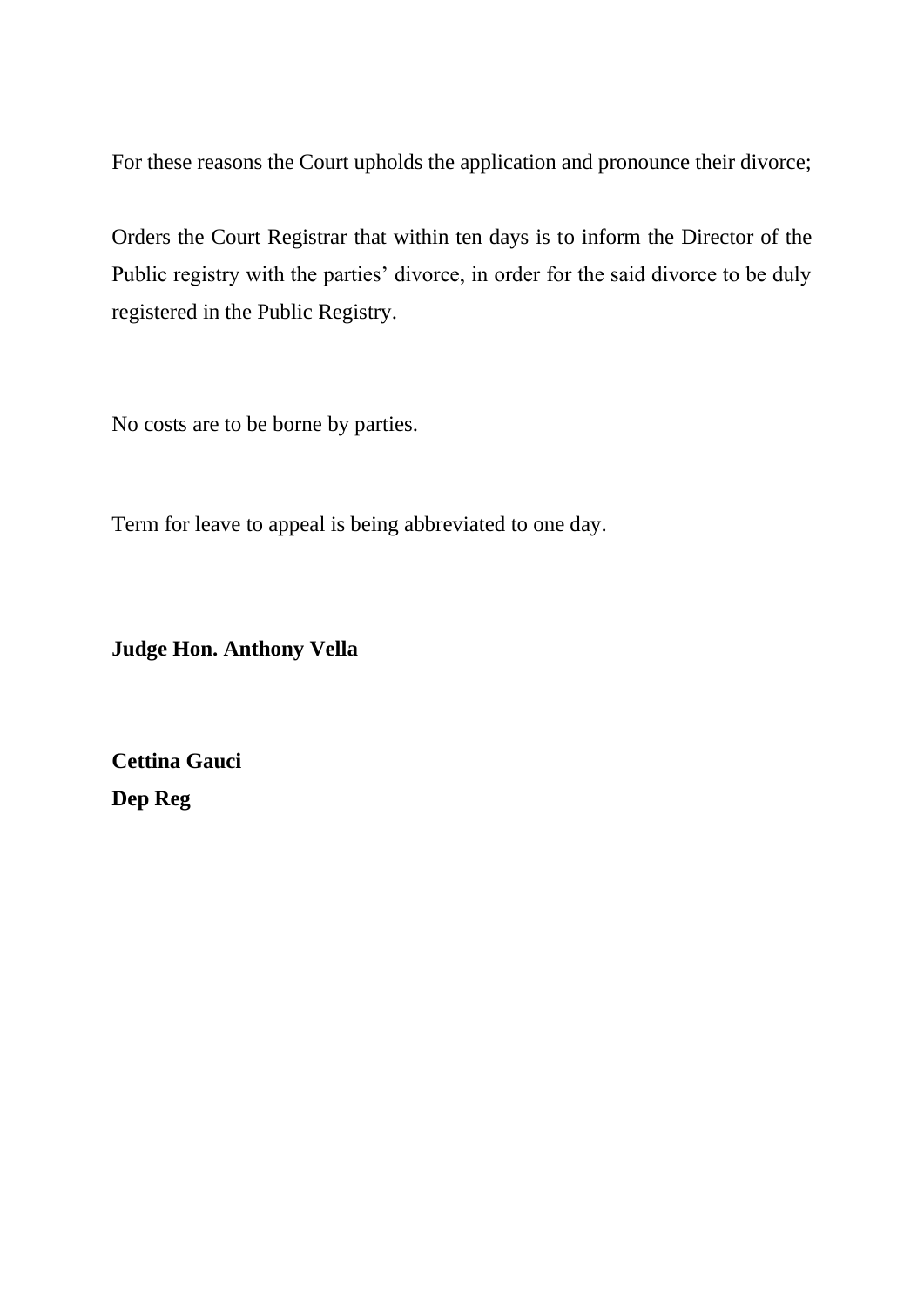For these reasons the Court upholds the application and pronounce their divorce;

Orders the Court Registrar that within ten days is to inform the Director of the Public registry with the parties' divorce, in order for the said divorce to be duly registered in the Public Registry.

No costs are to be borne by parties.

Term for leave to appeal is being abbreviated to one day.

**Judge Hon. Anthony Vella**

**Cettina Gauci**
**Dep Reg**